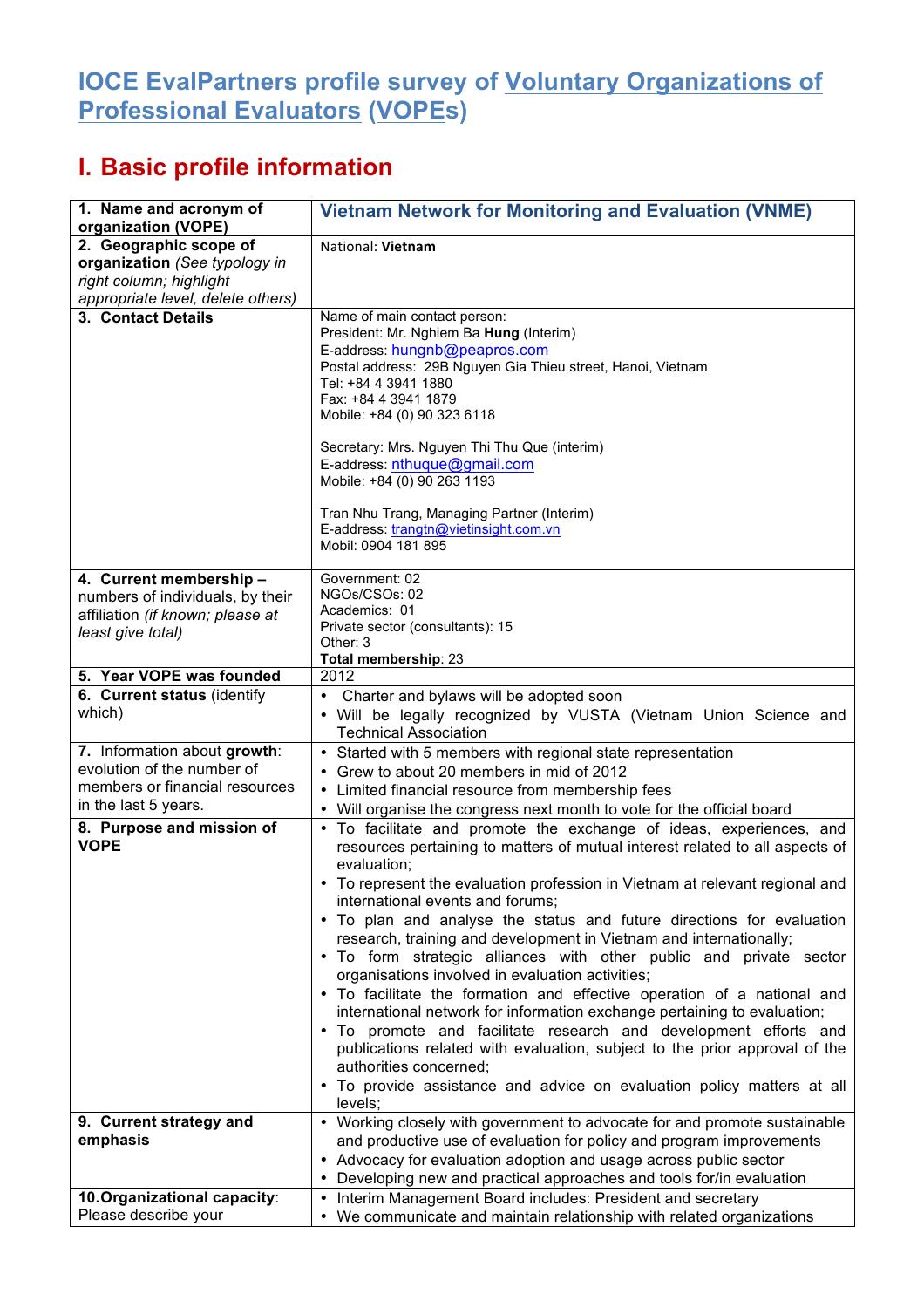# IOCE EvalPartners profile survey of Voluntary Organizations of Professional Evaluators (VOPEs)

## I. Basic profile information

| 1. Name and acronym of organization (VOPE) | **Vietnam Network for Monitoring and Evaluation (VNME)** |
|---|---|
| 2. Geographic scope of organization *(See typology in right column; highlight appropriate level, delete others)* | National: **Vietnam** |
| 3. Contact Details | Name of main contact person:<br>President: Mr. Nghiem Ba **Hung** (Interim)<br>E-address: hungnb@peapros.com<br>Postal address: 29B Nguyen Gia Thieu street, Hanoi, Vietnam<br>Tel: +84 4 3941 1880<br>Fax: +84 4 3941 1879<br>Mobile: +84 (0) 90 323 6118<br><br>Secretary: Mrs. Nguyen Thi Thu Que (interim)<br>E-address: nthuque@gmail.com<br>Mobile: +84 (0) 90 263 1193<br><br>Tran Nhu Trang, Managing Partner (Interim)<br>E-address: trangtn@vietinsight.com.vn<br>Mobil: 0904 181 895 |
| 4. Current membership – numbers of individuals, by their affiliation *(if known; please at least give total)* | Government: 02<br>NGOs/CSOs: 02<br>Academics: 01<br>Private sector (consultants): 15<br>Other: 3<br>**Total membership**: 23 |
| 5. Year VOPE was founded | 2012 |
| 6. Current status (identify which) | • Charter and bylaws will be adopted soon<br>• Will be legally recognized by VUSTA (Vietnam Union Science and Technical Association |
| 7. Information about **growth**: evolution of the number of members or financial resources in the last 5 years. | • Started with 5 members with regional state representation<br>• Grew to about 20 members in mid of 2012<br>• Limited financial resource from membership fees<br>• Will organise the congress next month to vote for the official board |
| 8. Purpose and mission of VOPE | • To facilitate and promote the exchange of ideas, experiences, and resources pertaining to matters of mutual interest related to all aspects of evaluation;<br>• To represent the evaluation profession in Vietnam at relevant regional and international events and forums;<br>• To plan and analyse the status and future directions for evaluation research, training and development in Vietnam and internationally;<br>• To form strategic alliances with other public and private sector organisations involved in evaluation activities;<br>• To facilitate the formation and effective operation of a national and international network for information exchange pertaining to evaluation;<br>• To promote and facilitate research and development efforts and publications related with evaluation, subject to the prior approval of the authorities concerned;<br>• To provide assistance and advice on evaluation policy matters at all levels; |
| 9. Current strategy and emphasis | • Working closely with government to advocate for and promote sustainable and productive use of evaluation for policy and program improvements<br>• Advocacy for evaluation adoption and usage across public sector<br>• Developing new and practical approaches and tools for/in evaluation |
| 10. **Organizational capacity**: Please describe your | • Interim Management Board includes: President and secretary<br>• We communicate and maintain relationship with related organizations |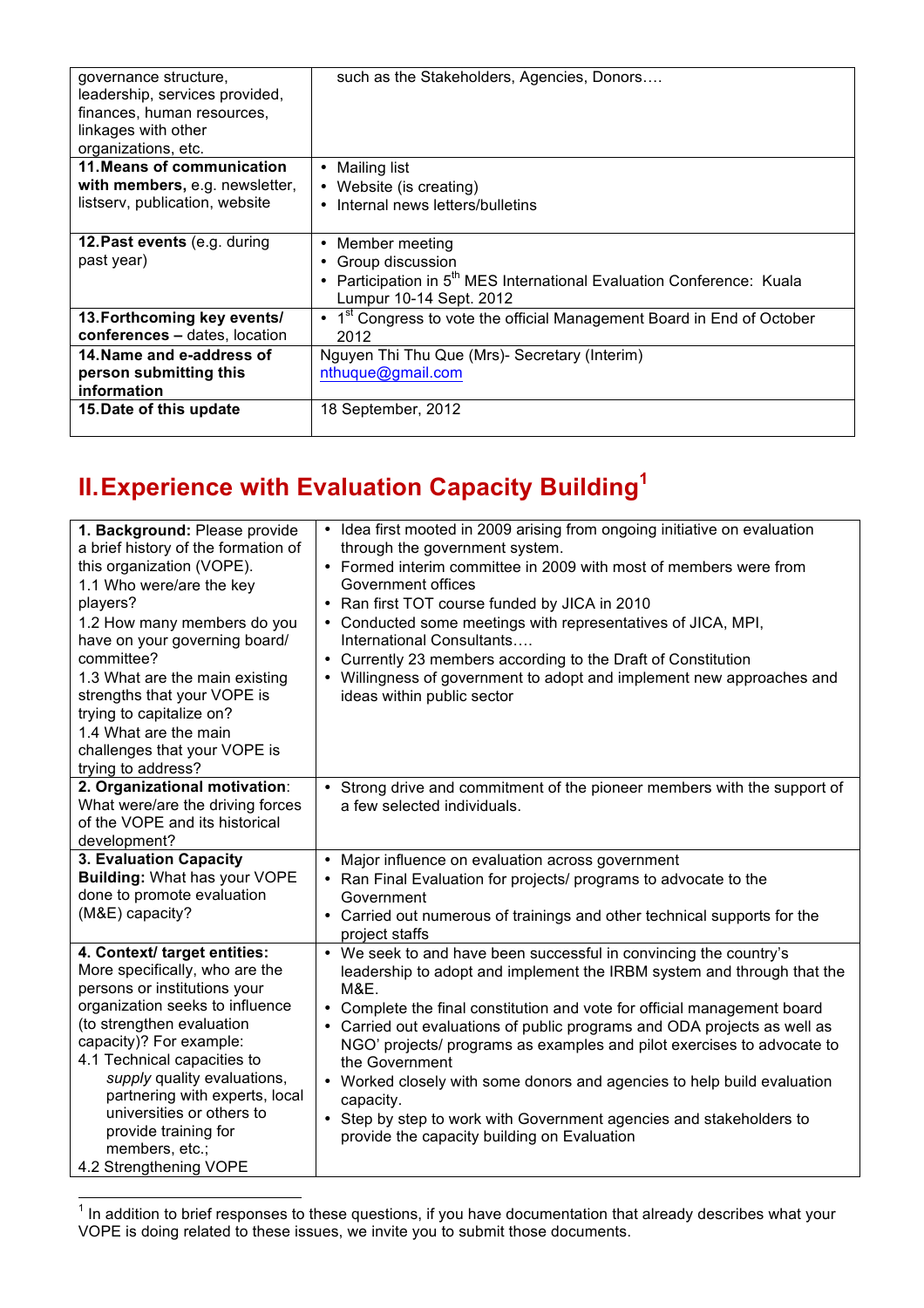| | |
|---|---|
| governance structure, leadership, services provided, finances, human resources, linkages with other organizations, etc. | such as the Stakeholders, Agencies, Donors…. |
| **11. Means of communication with members,** e.g. newsletter, listserv, publication, website | • Mailing list<br>• Website (is creating)<br>• Internal news letters/bulletins |
| **12. Past events** (e.g. during past year) | • Member meeting<br>• Group discussion<br>• Participation in 5th MES International Evaluation Conference: Kuala Lumpur 10-14 Sept. 2012 |
| **13. Forthcoming key events/ conferences – dates, location** | • 1st Congress to vote the official Management Board in End of October 2012 |
| **14. Name and e-address of person submitting this information** | Nguyen Thi Thu Que (Mrs)- Secretary (Interim)<br>nthuque@gmail.com |
| **15. Date of this update** | 18 September, 2012 |

## II. Experience with Evaluation Capacity Building[1]

| | |
|---|---|
| **1. Background:** Please provide a brief history of the formation of this organization (VOPE).<br>1.1 Who were/are the key players?<br>1.2 How many members do you have on your governing board/ committee?<br>1.3 What are the main existing strengths that your VOPE is trying to capitalize on?<br>1.4 What are the main challenges that your VOPE is trying to address? | • Idea first mooted in 2009 arising from ongoing initiative on evaluation through the government system.<br>• Formed interim committee in 2009 with most of members were from Government offices<br>• Ran first TOT course funded by JICA in 2010<br>• Conducted some meetings with representatives of JICA, MPI, International Consultants….<br>• Currently 23 members according to the Draft of Constitution<br>• Willingness of government to adopt and implement new approaches and ideas within public sector |
| **2. Organizational motivation**: What were/are the driving forces of the VOPE and its historical development? | • Strong drive and commitment of the pioneer members with the support of a few selected individuals. |
| **3. Evaluation Capacity Building:** What has your VOPE done to promote evaluation (M&E) capacity? | • Major influence on evaluation across government<br>• Ran Final Evaluation for projects/ programs to advocate to the Government<br>• Carried out numerous of trainings and other technical supports for the project staffs |
| **4. Context/ target entities:** More specifically, who are the persons or institutions your organization seeks to influence (to strengthen evaluation capacity)? For example:<br>4.1 Technical capacities to *supply* quality evaluations, partnering with experts, local universities or others to provide training for members, etc.;<br>4.2 Strengthening VOPE | • We seek to and have been successful in convincing the country's leadership to adopt and implement the IRBM system and through that the M&E.<br>• Complete the final constitution and vote for official management board<br>• Carried out evaluations of public programs and ODA projects as well as NGO' projects/ programs as examples and pilot exercises to advocate to the Government<br>• Worked closely with some donors and agencies to help build evaluation capacity.<br>• Step by step to work with Government agencies and stakeholders to provide the capacity building on Evaluation |

[1] In addition to brief responses to these questions, if you have documentation that already describes what your VOPE is doing related to these issues, we invite you to submit those documents.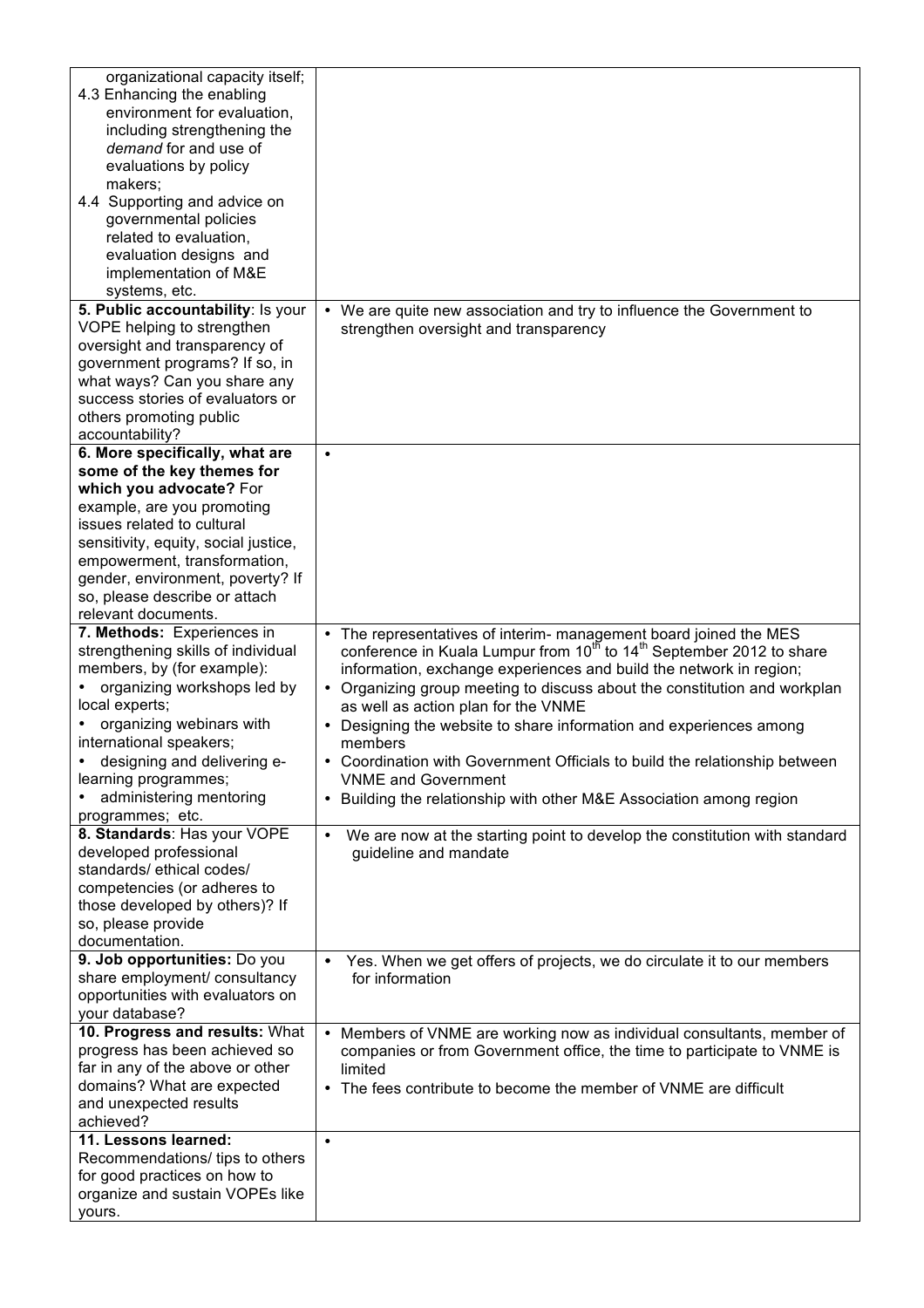| | |
|---|---|
| organizational capacity itself;<br>4.3 Enhancing the enabling environment for evaluation, including strengthening the *demand* for and use of evaluations by policy makers;<br>4.4 Supporting and advice on governmental policies related to evaluation, evaluation designs and implementation of M&E systems, etc. | |
| **5. Public accountability**: Is your VOPE helping to strengthen oversight and transparency of government programs? If so, in what ways? Can you share any success stories of evaluators or others promoting public accountability? | • We are quite new association and try to influence the Government to strengthen oversight and transparency |
| **6. More specifically, what are some of the key themes for which you advocate?** For example, are you promoting issues related to cultural sensitivity, equity, social justice, empowerment, transformation, gender, environment, poverty? If so, please describe or attach relevant documents. | • |
| **7. Methods:** Experiences in strengthening skills of individual members, by (for example):<br>• organizing workshops led by local experts;<br>• organizing webinars with international speakers;<br>• designing and delivering e-learning programmes;<br>• administering mentoring programmes; etc. | • The representatives of interim- management board joined the MES conference in Kuala Lumpur from 10th to 14th September 2012 to share information, exchange experiences and build the network in region;<br>• Organizing group meeting to discuss about the constitution and workplan as well as action plan for the VNME<br>• Designing the website to share information and experiences among members<br>• Coordination with Government Officials to build the relationship between VNME and Government<br>• Building the relationship with other M&E Association among region |
| **8. Standards**: Has your VOPE developed professional standards/ ethical codes/ competencies (or adheres to those developed by others)? If so, please provide documentation. | • We are now at the starting point to develop the constitution with standard guideline and mandate |
| **9. Job opportunities:** Do you share employment/ consultancy opportunities with evaluators on your database? | • Yes. When we get offers of projects, we do circulate it to our members for information |
| **10. Progress and results:** What progress has been achieved so far in any of the above or other domains? What are expected and unexpected results achieved? | • Members of VNME are working now as individual consultants, member of companies or from Government office, the time to participate to VNME is limited<br>• The fees contribute to become the member of VNME are difficult |
| **11. Lessons learned:** Recommendations/ tips to others for good practices on how to organize and sustain VOPEs like yours. | • |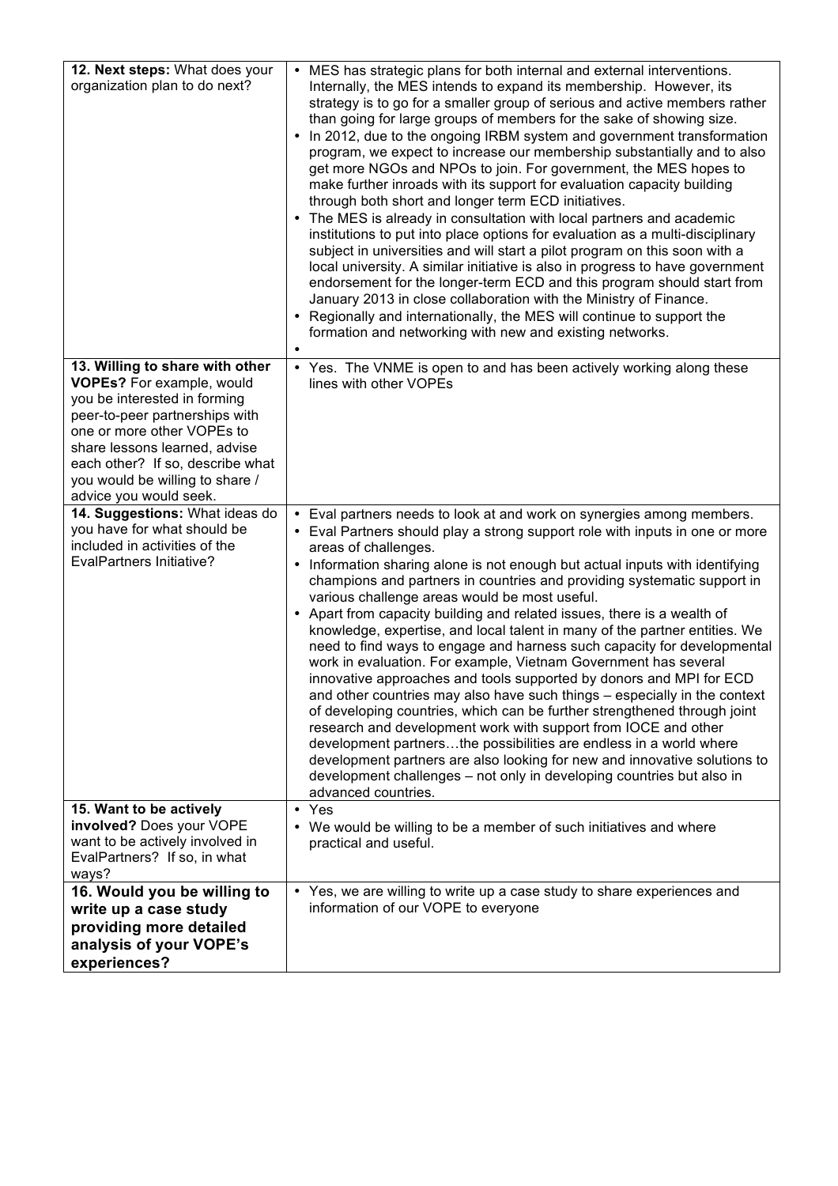| | |
|---|---|
| **12. Next steps:** What does your organization plan to do next? | • MES has strategic plans for both internal and external interventions. Internally, the MES intends to expand its membership. However, its strategy is to go for a smaller group of serious and active members rather than going for large groups of members for the sake of showing size.<br>• In 2012, due to the ongoing IRBM system and government transformation program, we expect to increase our membership substantially and to also get more NGOs and NPOs to join. For government, the MES hopes to make further inroads with its support for evaluation capacity building through both short and longer term ECD initiatives.<br>• The MES is already in consultation with local partners and academic institutions to put into place options for evaluation as a multi-disciplinary subject in universities and will start a pilot program on this soon with a local university. A similar initiative is also in progress to have government endorsement for the longer-term ECD and this program should start from January 2013 in close collaboration with the Ministry of Finance.<br>• Regionally and internationally, the MES will continue to support the formation and networking with new and existing networks.<br>• |
| **13. Willing to share with other VOPEs?** For example, would you be interested in forming peer-to-peer partnerships with one or more other VOPEs to share lessons learned, advise each other? If so, describe what you would be willing to share / advice you would seek. | • Yes. The VNME is open to and has been actively working along these lines with other VOPEs |
| **14. Suggestions:** What ideas do you have for what should be included in activities of the EvalPartners Initiative? | • Eval partners needs to look at and work on synergies among members.<br>• Eval Partners should play a strong support role with inputs in one or more areas of challenges.<br>• Information sharing alone is not enough but actual inputs with identifying champions and partners in countries and providing systematic support in various challenge areas would be most useful.<br>• Apart from capacity building and related issues, there is a wealth of knowledge, expertise, and local talent in many of the partner entities. We need to find ways to engage and harness such capacity for developmental work in evaluation. For example, Vietnam Government has several innovative approaches and tools supported by donors and MPI for ECD and other countries may also have such things – especially in the context of developing countries, which can be further strengthened through joint research and development work with support from IOCE and other development partners…the possibilities are endless in a world where development partners are also looking for new and innovative solutions to development challenges – not only in developing countries but also in advanced countries. |
| **15. Want to be actively involved?** Does your VOPE want to be actively involved in EvalPartners? If so, in what ways? | • Yes<br>• We would be willing to be a member of such initiatives and where practical and useful. |
| **16. Would you be willing to write up a case study providing more detailed analysis of your VOPE's experiences?** | • Yes, we are willing to write up a case study to share experiences and information of our VOPE to everyone |